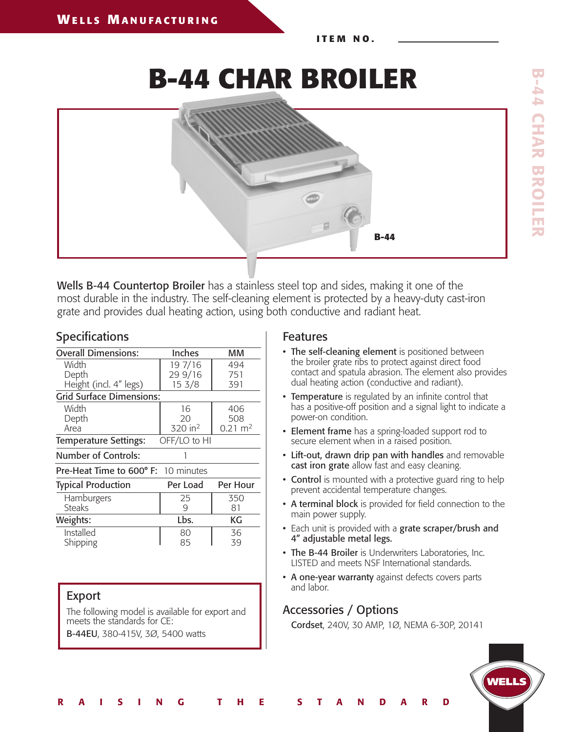WELLS MANUFACTURING

ITEM NO. ________________

# B-44 CHAR BROILER

B-44

**Wells B-44 Countertop Broiler** has a stainless steel top and sides, making it one of the most durable in the industry. The self-cleaning element is protected by a heavy-duty cast-iron grate and provides dual heating action, using both conductive and radiant heat.

## Specifications

| Overall Dimensions: | Inches | MM |
|---|---|---|
| Width | 19 7/16 | 494 |
| Depth | 29 9/16 | 751 |
| Height (incl. 4″ legs) | 15 3/8 | 391 |
| **Grid Surface Dimensions:** | | |
| Width | 16 | 406 |
| Depth | 20 | 508 |
| Area | 320 in$^2$ | 0.21 m$^2$ |
| Temperature Settings: | OFF/LO to HI | |
| Number of Controls: | 1 | |
| Pre-Heat Time to 600° F: | 10 minutes | |
| **Typical Production** | **Per Load** | **Per Hour** |
| Hamburgers | 25 | 350 |
| Steaks | 9 | 81 |
| **Weights:** | **Lbs.** | **KG** |
| Installed | 80 | 36 |
| Shipping | 85 | 39 |

## Export

The following model is available for export and meets the standards for CE:

**B-44EU**, 380-415V, 3Ø, 5400 watts

## Features

- **The self-cleaning element** is positioned between the broiler grate ribs to protect against direct food contact and spatula abrasion. The element also provides dual heating action (conductive and radiant).
- **Temperature** is regulated by an infinite control that has a positive-off position and a signal light to indicate a power-on condition.
- **Element frame** has a spring-loaded support rod to secure element when in a raised position.
- **Lift-out, drawn drip pan with handles** and removable **cast iron grate** allow fast and easy cleaning.
- **Control** is mounted with a protective guard ring to help prevent accidental temperature changes.
- **A terminal block** is provided for field connection to the main power supply.
- Each unit is provided with a **grate scraper/brush and 4″ adjustable metal legs.**
- **The B-44 Broiler** is Underwriters Laboratories, Inc. LISTED and meets NSF International standards.
- **A one-year warranty** against defects covers parts and labor.

## Accessories / Options

**Cordset**, 240V, 30 AMP, 1Ø, NEMA 6-30P, 20141

RAISING THE STANDARD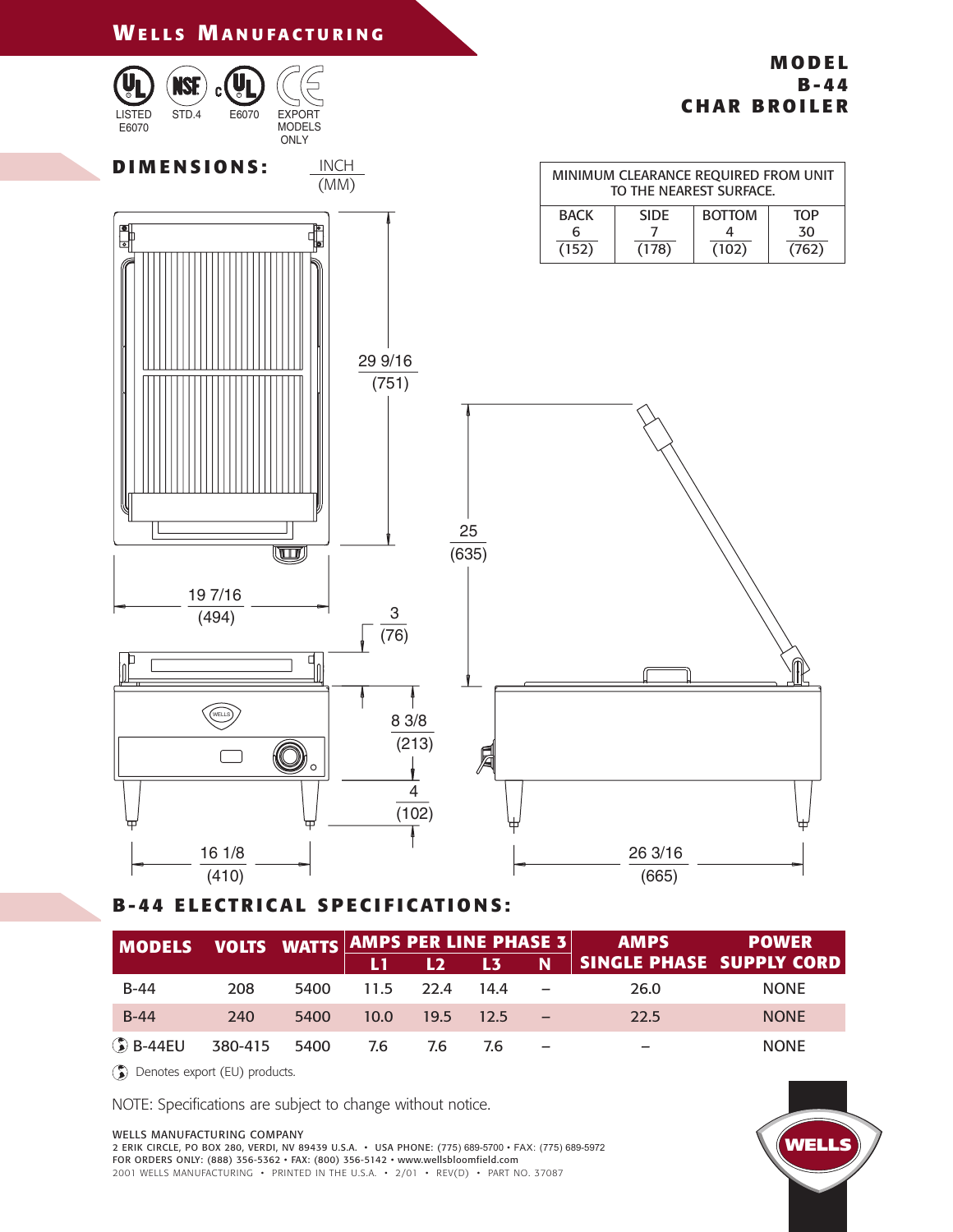# WELLS MANUFACTURING

LISTED E6070 · STD.4 · E6070 · EXPORT MODELS ONLY

## MODEL B-44 CHAR BROILER

## DIMENSIONS:

INCH
(MM)

| MINIMUM CLEARANCE REQUIRED FROM UNIT TO THE NEAREST SURFACE. | | | |
|---|---|---|---|
| BACK | SIDE | BOTTOM | TOP |
| 6 (152) | 7 (178) | 4 (102) | 30 (762) |

29 9/16
(751)

25
(635)

19 7/16
(494)

3
(76)

8 3/8
(213)

4
(102)

16 1/8
(410)

26 3/16
(665)

## B-44 ELECTRICAL SPECIFICATIONS:

| MODELS | VOLTS | WATTS | AMPS PER LINE PHASE 3 | | | | AMPS SINGLE PHASE | POWER SUPPLY CORD |
|---|---|---|---|---|---|---|---|---|
| | | | L1 | L2 | L3 | N | | |
| B-44 | 208 | 5400 | 11.5 | 22.4 | 14.4 | – | 26.0 | NONE |
| B-44 | 240 | 5400 | 10.0 | 19.5 | 12.5 | – | 22.5 | NONE |
| B-44EU | 380-415 | 5400 | 7.6 | 7.6 | 7.6 | – | – | NONE |

Denotes export (EU) products.

NOTE: Specifications are subject to change without notice.

WELLS MANUFACTURING COMPANY
2 ERIK CIRCLE, PO BOX 280, VERDI, NV 89439 U.S.A. • USA PHONE: (775) 689-5700 • FAX: (775) 689-5972
FOR ORDERS ONLY: (888) 356-5362 • FAX: (800) 356-5142 • www.wellsbloomfield.com
2001 WELLS MANUFACTURING • PRINTED IN THE U.S.A. • 2/01 • REV(D) • PART NO. 37087